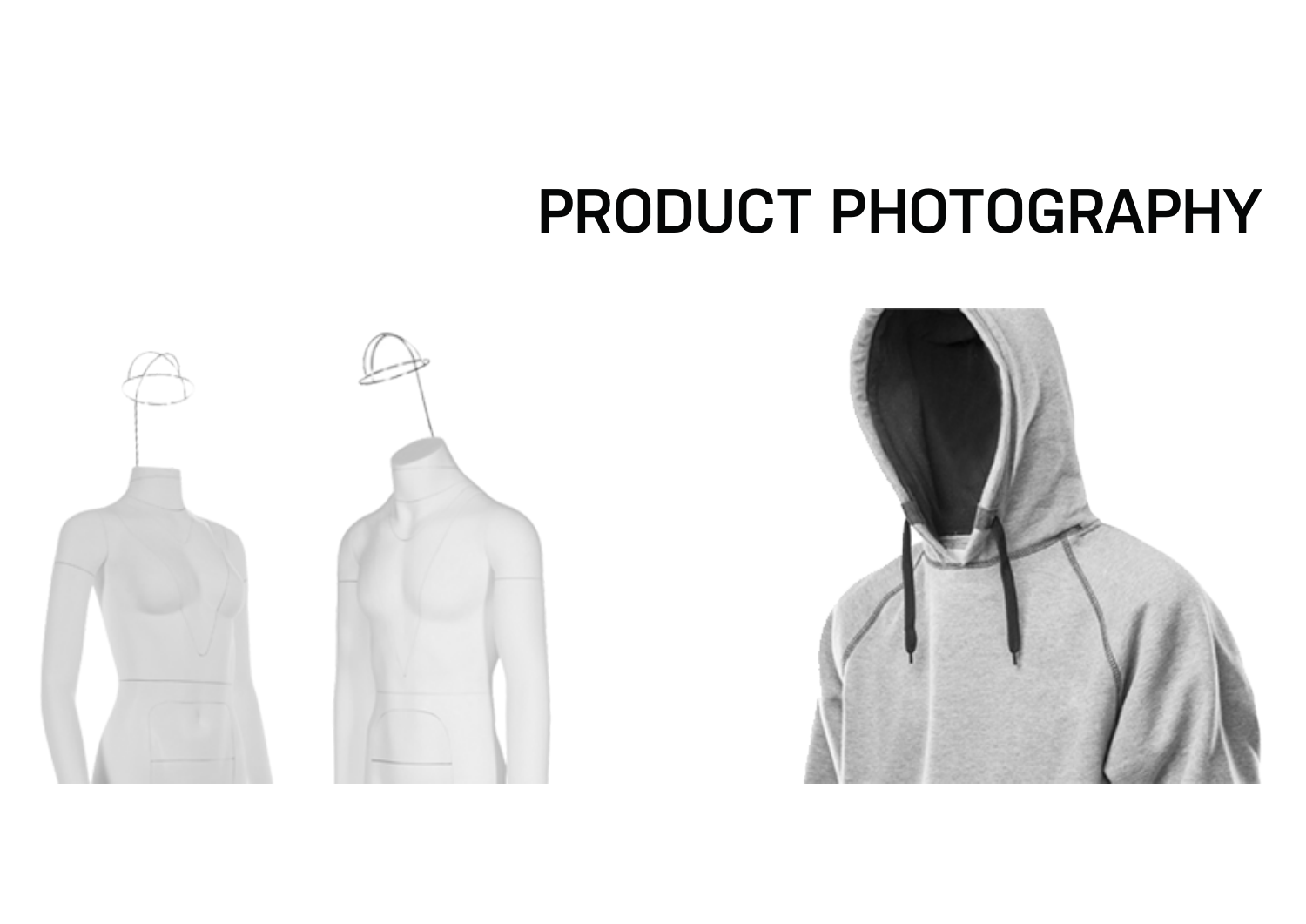# PRODUCT PHOTOGRAPHY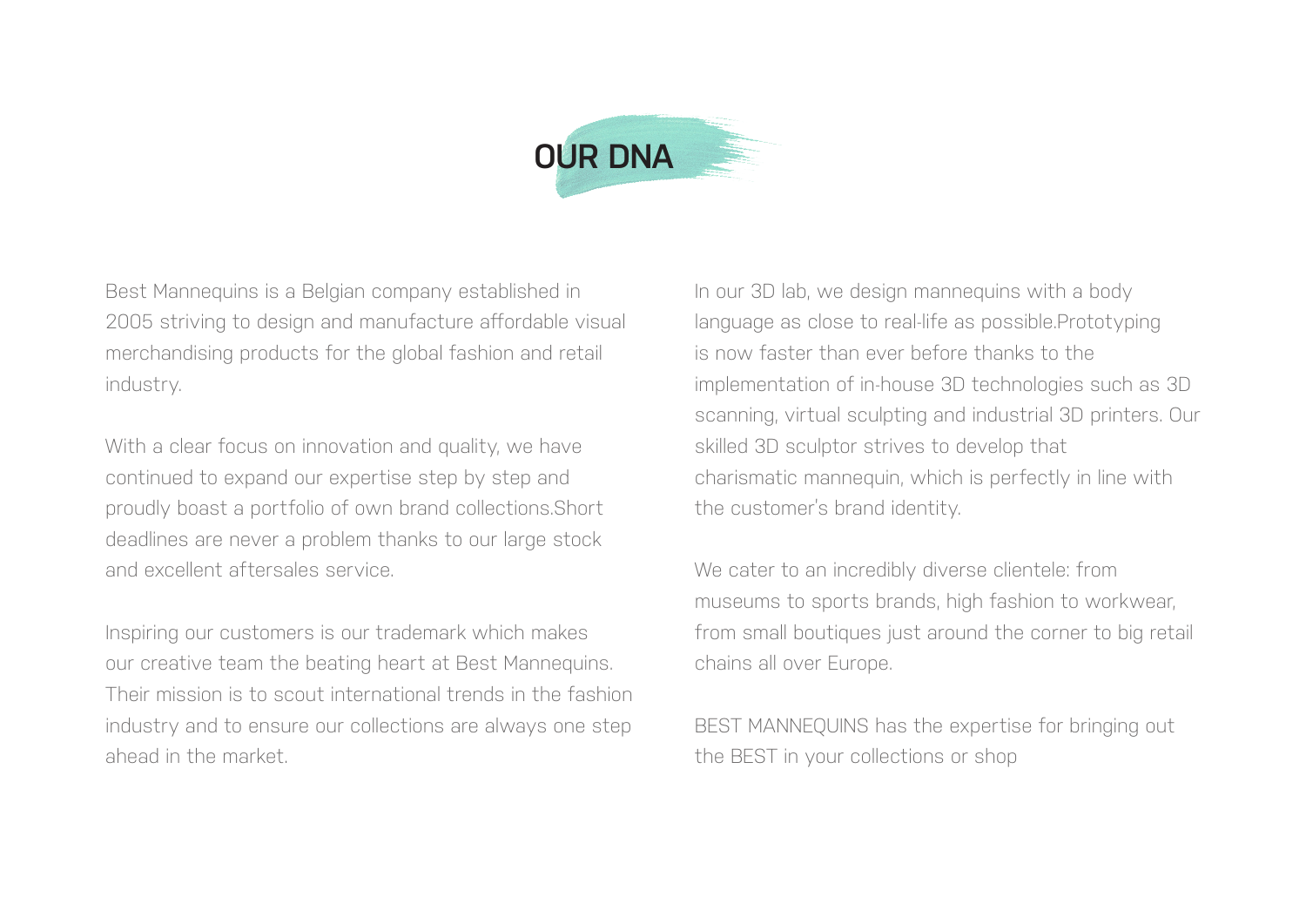# OUR DNA

Best Mannequins is a Belgian company established in 2005 striving to design and manufacture affordable visual merchandising products for the global fashion and retail industry.

With a clear focus on innovation and quality, we have continued to expand our expertise step by step and proudly boast a portfolio of own brand collections.Short deadlines are never a problem thanks to our large stock and excellent aftersales service.

Inspiring our customers is our trademark which makes our creative team the beating heart at Best Mannequins. Their mission is to scout international trends in the fashion industry and to ensure our collections are always one step ahead in the market.

In our 3D lab, we design mannequins with a body language as close to real-life as possible.Prototyping is now faster than ever before thanks to the implementation of in-house 3D technologies such as 3D scanning, virtual sculpting and industrial 3D printers. Our skilled 3D sculptor strives to develop that charismatic mannequin, which is perfectly in line with the customer's brand identity.

We cater to an incredibly diverse clientele: from museums to sports brands, high fashion to workwear, from small boutiques just around the corner to big retail chains all over Europe.

BEST MANNEQUINS has the expertise for bringing out the BEST in your collections or shop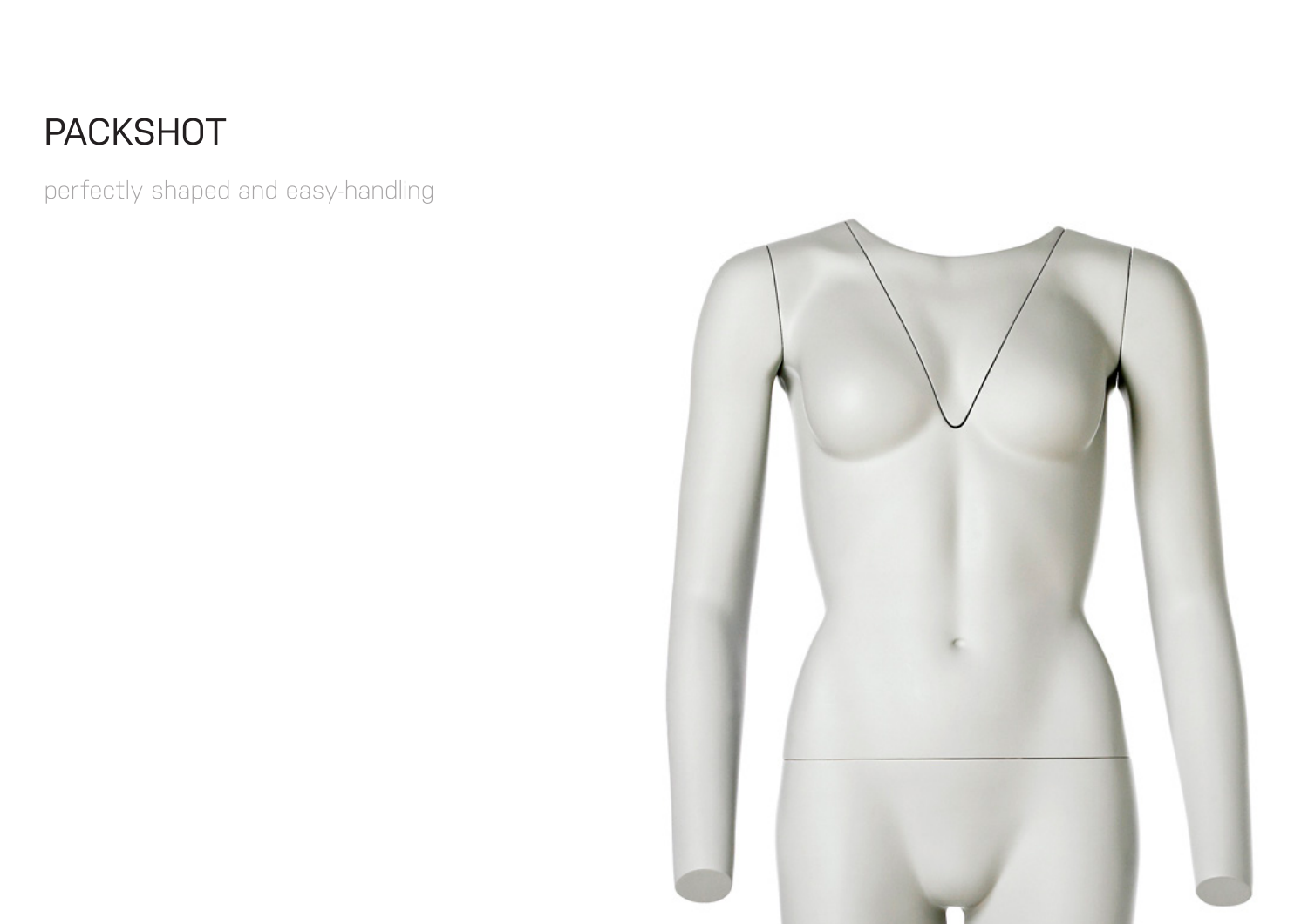# PACKSHOT

perfectly shaped and easy-handling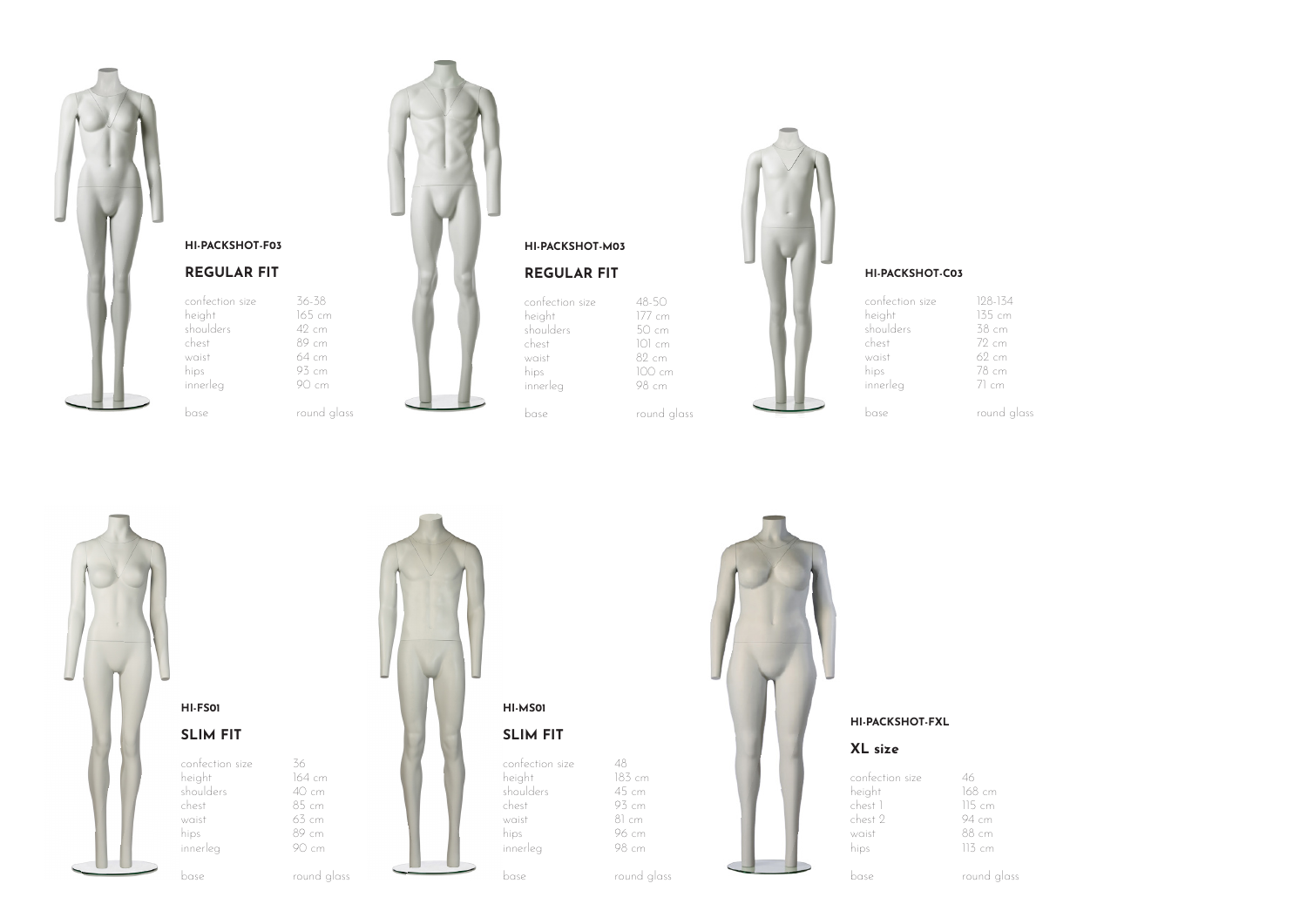#### HI-PACKSHOT-F03

### REGULAR FIT

| | |
|---|---|
| confection size | 36-38 |
| height | 165 cm |
| shoulders | 42 cm |
| chest | 89 cm |
| waist | 64 cm |
| hips | 93 cm |
| innerleg | 90 cm |
| base | round glass |

#### HI-PACKSHOT-M03

### REGULAR FIT

| | |
|---|---|
| confection size | 48-50 |
| height | 177 cm |
| shoulders | 50 cm |
| chest | 101 cm |
| waist | 82 cm |
| hips | 100 cm |
| innerleg | 98 cm |
| base | round glass |

#### HI-PACKSHOT-C03

| | |
|---|---|
| confection size | 128-134 |
| height | 135 cm |
| shoulders | 38 cm |
| chest | 72 cm |
| waist | 62 cm |
| hips | 78 cm |
| innerleg | 71 cm |
| base | round glass |

#### HI-FS01

### SLIM FIT

| | |
|---|---|
| confection size | 36 |
| height | 164 cm |
| shoulders | 40 cm |
| chest | 85 cm |
| waist | 63 cm |
| hips | 89 cm |
| innerleg | 90 cm |
| base | round glass |

#### HI-MS01

### SLIM FIT

| | |
|---|---|
| confection size | 48 |
| height | 183 cm |
| shoulders | 45 cm |
| chest | 93 cm |
| waist | 81 cm |
| hips | 96 cm |
| innerleg | 98 cm |
| base | round glass |

#### HI-PACKSHOT-FXL

### XL size

| | |
|---|---|
| confection size | 46 |
| height | 168 cm |
| chest 1 | 115 cm |
| chest 2 | 94 cm |
| waist | 88 cm |
| hips | 113 cm |
| base | round glass |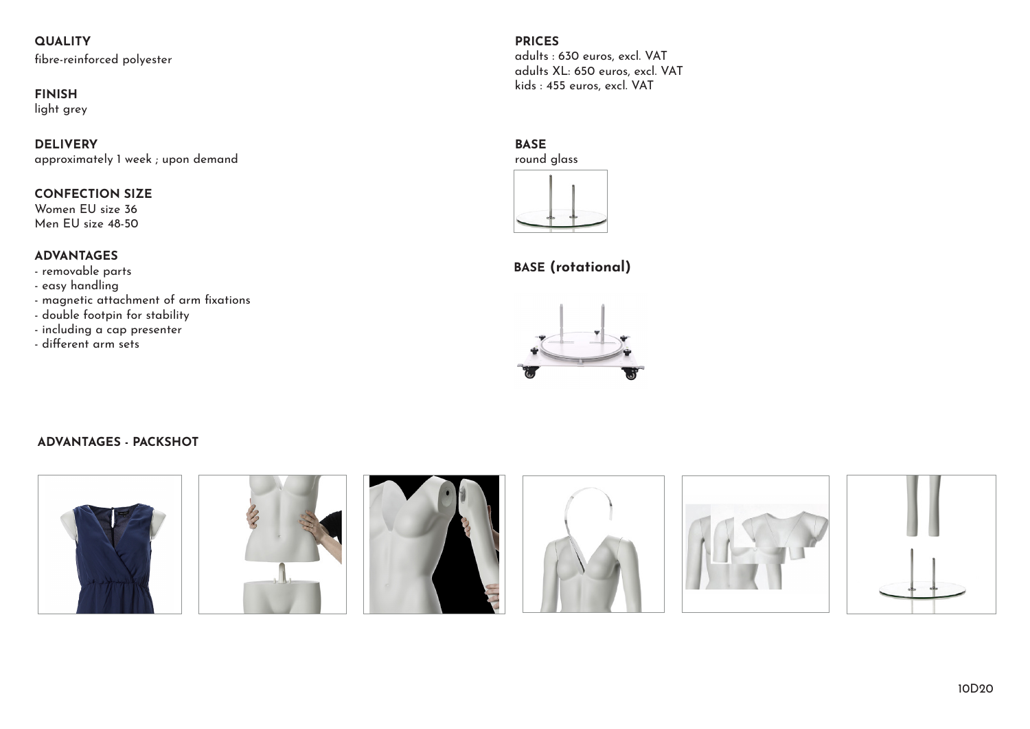**QUALITY**
fibre-reinforced polyester

**FINISH**
light grey

**DELIVERY**
approximately 1 week ; upon demand

**CONFECTION SIZE**
Women EU size 36
Men EU size 48-50

**ADVANTAGES**
- removable parts
- easy handling
- magnetic attachment of arm fixations
- double footpin for stability
- including a cap presenter
- different arm sets

**PRICES**
adults : 630 euros, excl. VAT
adults XL: 650 euros, excl. VAT
kids : 455 euros, excl. VAT

**BASE**
round glass

**BASE (rotational)**

**ADVANTAGES - PACKSHOT**

10D20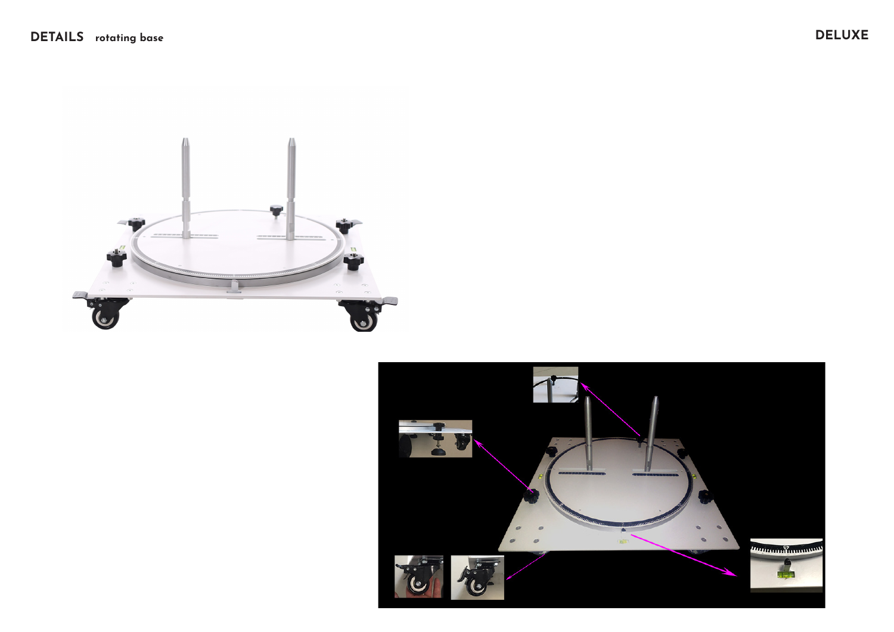**DETAILS** rotating base

**DELUXE**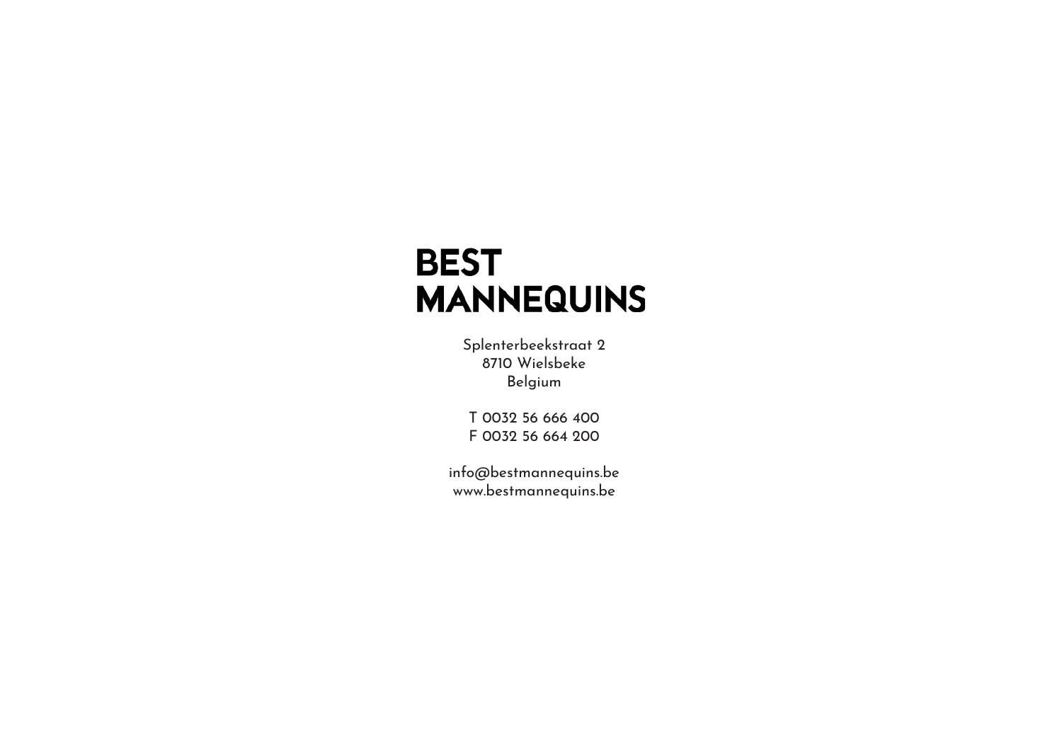# BEST MANNEQUINS

Splenterbeekstraat 2
8710 Wielsbeke
Belgium

T 0032 56 666 400
F 0032 56 664 200

info@bestmannequins.be
www.bestmannequins.be